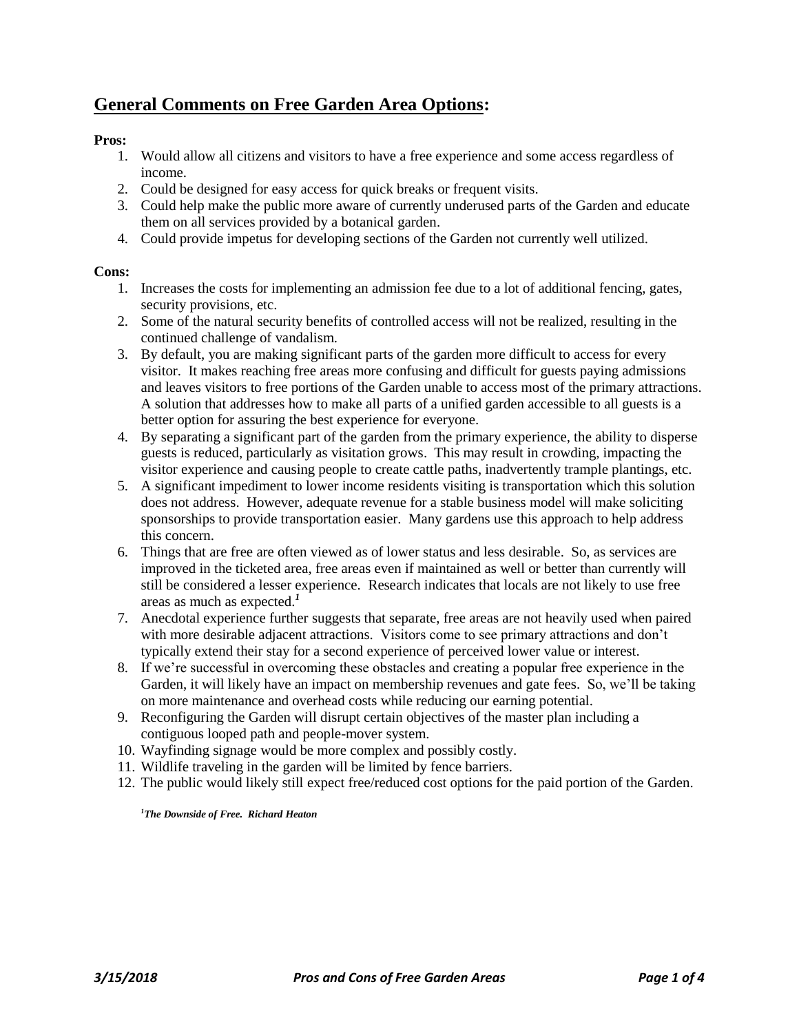## General Comments on Free Garden Area Options:

**Pros:**

1. Would allow all citizens and visitors to have a free experience and some access regardless of income.
2. Could be designed for easy access for quick breaks or frequent visits.
3. Could help make the public more aware of currently underused parts of the Garden and educate them on all services provided by a botanical garden.
4. Could provide impetus for developing sections of the Garden not currently well utilized.

**Cons:**

1. Increases the costs for implementing an admission fee due to a lot of additional fencing, gates, security provisions, etc.
2. Some of the natural security benefits of controlled access will not be realized, resulting in the continued challenge of vandalism.
3. By default, you are making significant parts of the garden more difficult to access for every visitor. It makes reaching free areas more confusing and difficult for guests paying admissions and leaves visitors to free portions of the Garden unable to access most of the primary attractions. A solution that addresses how to make all parts of a unified garden accessible to all guests is a better option for assuring the best experience for everyone.
4. By separating a significant part of the garden from the primary experience, the ability to disperse guests is reduced, particularly as visitation grows. This may result in crowding, impacting the visitor experience and causing people to create cattle paths, inadvertently trample plantings, etc.
5. A significant impediment to lower income residents visiting is transportation which this solution does not address. However, adequate revenue for a stable business model will make soliciting sponsorships to provide transportation easier. Many gardens use this approach to help address this concern.
6. Things that are free are often viewed as of lower status and less desirable. So, as services are improved in the ticketed area, free areas even if maintained as well or better than currently will still be considered a lesser experience. Research indicates that locals are not likely to use free areas as much as expected.[1]
7. Anecdotal experience further suggests that separate, free areas are not heavily used when paired with more desirable adjacent attractions. Visitors come to see primary attractions and don't typically extend their stay for a second experience of perceived lower value or interest.
8. If we're successful in overcoming these obstacles and creating a popular free experience in the Garden, it will likely have an impact on membership revenues and gate fees. So, we'll be taking on more maintenance and overhead costs while reducing our earning potential.
9. Reconfiguring the Garden will disrupt certain objectives of the master plan including a contiguous looped path and people-mover system.
10. Wayfinding signage would be more complex and possibly costly.
11. Wildlife traveling in the garden will be limited by fence barriers.
12. The public would likely still expect free/reduced cost options for the paid portion of the Garden.

***[1]The Downside of Free. Richard Heaton***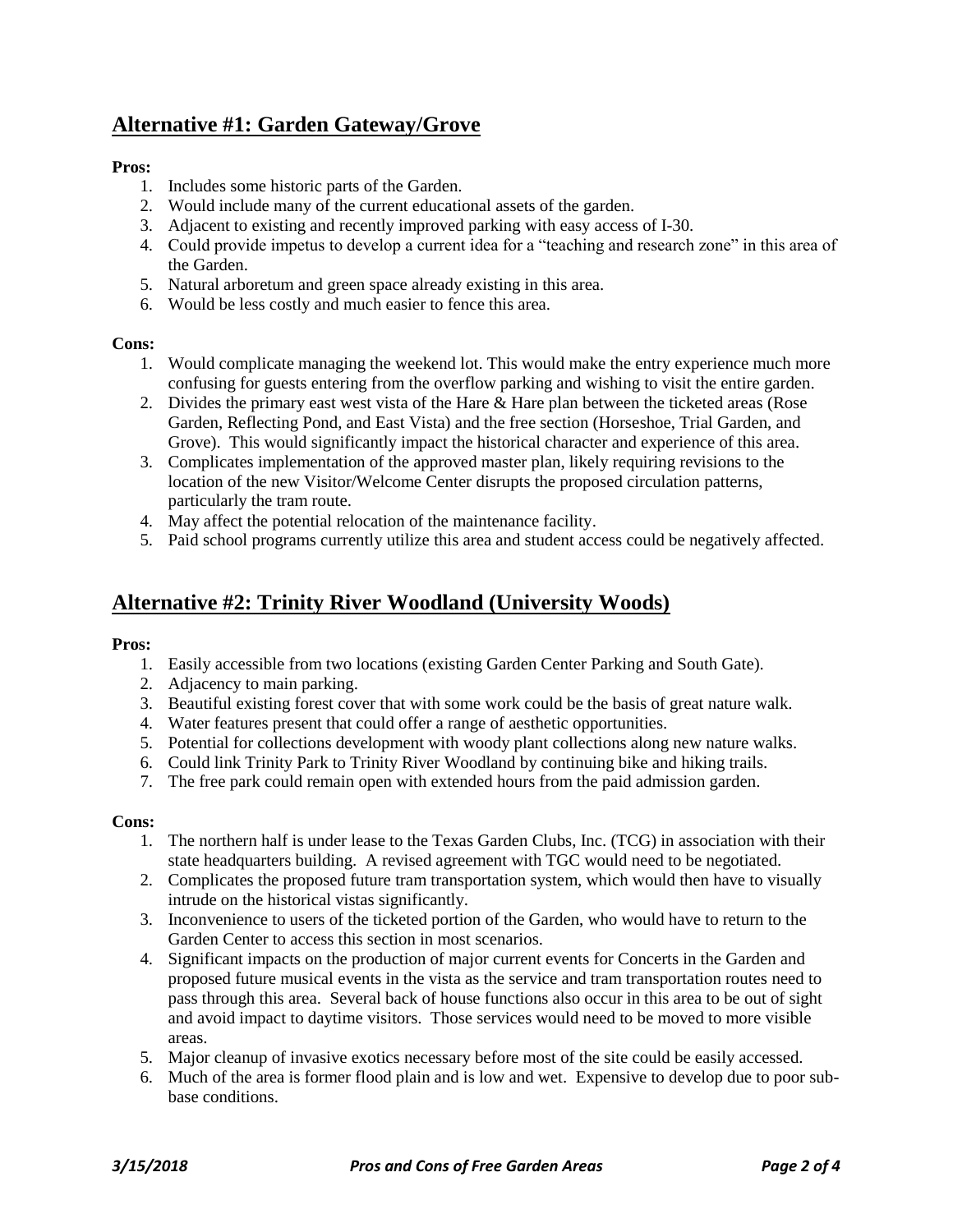## Alternative #1: Garden Gateway/Grove

**Pros:**

1. Includes some historic parts of the Garden.
2. Would include many of the current educational assets of the garden.
3. Adjacent to existing and recently improved parking with easy access of I-30.
4. Could provide impetus to develop a current idea for a "teaching and research zone" in this area of the Garden.
5. Natural arboretum and green space already existing in this area.
6. Would be less costly and much easier to fence this area.

**Cons:**

1. Would complicate managing the weekend lot. This would make the entry experience much more confusing for guests entering from the overflow parking and wishing to visit the entire garden.
2. Divides the primary east west vista of the Hare & Hare plan between the ticketed areas (Rose Garden, Reflecting Pond, and East Vista) and the free section (Horseshoe, Trial Garden, and Grove). This would significantly impact the historical character and experience of this area.
3. Complicates implementation of the approved master plan, likely requiring revisions to the location of the new Visitor/Welcome Center disrupts the proposed circulation patterns, particularly the tram route.
4. May affect the potential relocation of the maintenance facility.
5. Paid school programs currently utilize this area and student access could be negatively affected.

## Alternative #2: Trinity River Woodland (University Woods)

**Pros:**

1. Easily accessible from two locations (existing Garden Center Parking and South Gate).
2. Adjacency to main parking.
3. Beautiful existing forest cover that with some work could be the basis of great nature walk.
4. Water features present that could offer a range of aesthetic opportunities.
5. Potential for collections development with woody plant collections along new nature walks.
6. Could link Trinity Park to Trinity River Woodland by continuing bike and hiking trails.
7. The free park could remain open with extended hours from the paid admission garden.

**Cons:**

1. The northern half is under lease to the Texas Garden Clubs, Inc. (TCG) in association with their state headquarters building. A revised agreement with TGC would need to be negotiated.
2. Complicates the proposed future tram transportation system, which would then have to visually intrude on the historical vistas significantly.
3. Inconvenience to users of the ticketed portion of the Garden, who would have to return to the Garden Center to access this section in most scenarios.
4. Significant impacts on the production of major current events for Concerts in the Garden and proposed future musical events in the vista as the service and tram transportation routes need to pass through this area. Several back of house functions also occur in this area to be out of sight and avoid impact to daytime visitors. Those services would need to be moved to more visible areas.
5. Major cleanup of invasive exotics necessary before most of the site could be easily accessed.
6. Much of the area is former flood plain and is low and wet. Expensive to develop due to poor sub-base conditions.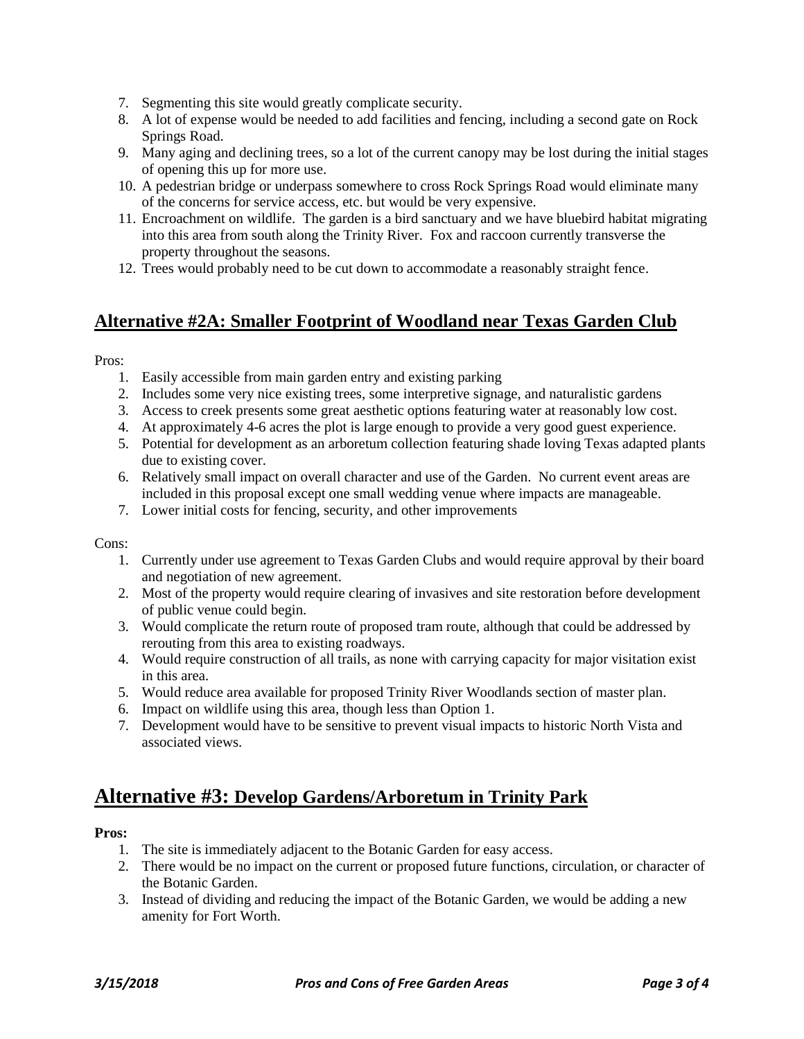7. Segmenting this site would greatly complicate security.
8. A lot of expense would be needed to add facilities and fencing, including a second gate on Rock Springs Road.
9. Many aging and declining trees, so a lot of the current canopy may be lost during the initial stages of opening this up for more use.
10. A pedestrian bridge or underpass somewhere to cross Rock Springs Road would eliminate many of the concerns for service access, etc. but would be very expensive.
11. Encroachment on wildlife. The garden is a bird sanctuary and we have bluebird habitat migrating into this area from south along the Trinity River. Fox and raccoon currently transverse the property throughout the seasons.
12. Trees would probably need to be cut down to accommodate a reasonably straight fence.

## Alternative #2A: Smaller Footprint of Woodland near Texas Garden Club

Pros:

1. Easily accessible from main garden entry and existing parking
2. Includes some very nice existing trees, some interpretive signage, and naturalistic gardens
3. Access to creek presents some great aesthetic options featuring water at reasonably low cost.
4. At approximately 4-6 acres the plot is large enough to provide a very good guest experience.
5. Potential for development as an arboretum collection featuring shade loving Texas adapted plants due to existing cover.
6. Relatively small impact on overall character and use of the Garden. No current event areas are included in this proposal except one small wedding venue where impacts are manageable.
7. Lower initial costs for fencing, security, and other improvements

Cons:

1. Currently under use agreement to Texas Garden Clubs and would require approval by their board and negotiation of new agreement.
2. Most of the property would require clearing of invasives and site restoration before development of public venue could begin.
3. Would complicate the return route of proposed tram route, although that could be addressed by rerouting from this area to existing roadways.
4. Would require construction of all trails, as none with carrying capacity for major visitation exist in this area.
5. Would reduce area available for proposed Trinity River Woodlands section of master plan.
6. Impact on wildlife using this area, though less than Option 1.
7. Development would have to be sensitive to prevent visual impacts to historic North Vista and associated views.

## Alternative #3: Develop Gardens/Arboretum in Trinity Park

**Pros:**

1. The site is immediately adjacent to the Botanic Garden for easy access.
2. There would be no impact on the current or proposed future functions, circulation, or character of the Botanic Garden.
3. Instead of dividing and reducing the impact of the Botanic Garden, we would be adding a new amenity for Fort Worth.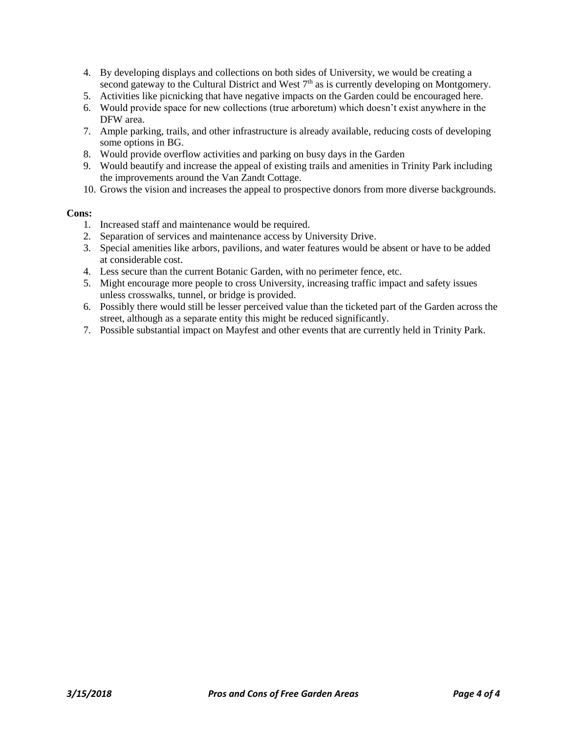4. By developing displays and collections on both sides of University, we would be creating a second gateway to the Cultural District and West 7th as is currently developing on Montgomery.
5. Activities like picnicking that have negative impacts on the Garden could be encouraged here.
6. Would provide space for new collections (true arboretum) which doesn't exist anywhere in the DFW area.
7. Ample parking, trails, and other infrastructure is already available, reducing costs of developing some options in BG.
8. Would provide overflow activities and parking on busy days in the Garden
9. Would beautify and increase the appeal of existing trails and amenities in Trinity Park including the improvements around the Van Zandt Cottage.
10. Grows the vision and increases the appeal to prospective donors from more diverse backgrounds.

**Cons:**

1. Increased staff and maintenance would be required.
2. Separation of services and maintenance access by University Drive.
3. Special amenities like arbors, pavilions, and water features would be absent or have to be added at considerable cost.
4. Less secure than the current Botanic Garden, with no perimeter fence, etc.
5. Might encourage more people to cross University, increasing traffic impact and safety issues unless crosswalks, tunnel, or bridge is provided.
6. Possibly there would still be lesser perceived value than the ticketed part of the Garden across the street, although as a separate entity this might be reduced significantly.
7. Possible substantial impact on Mayfest and other events that are currently held in Trinity Park.